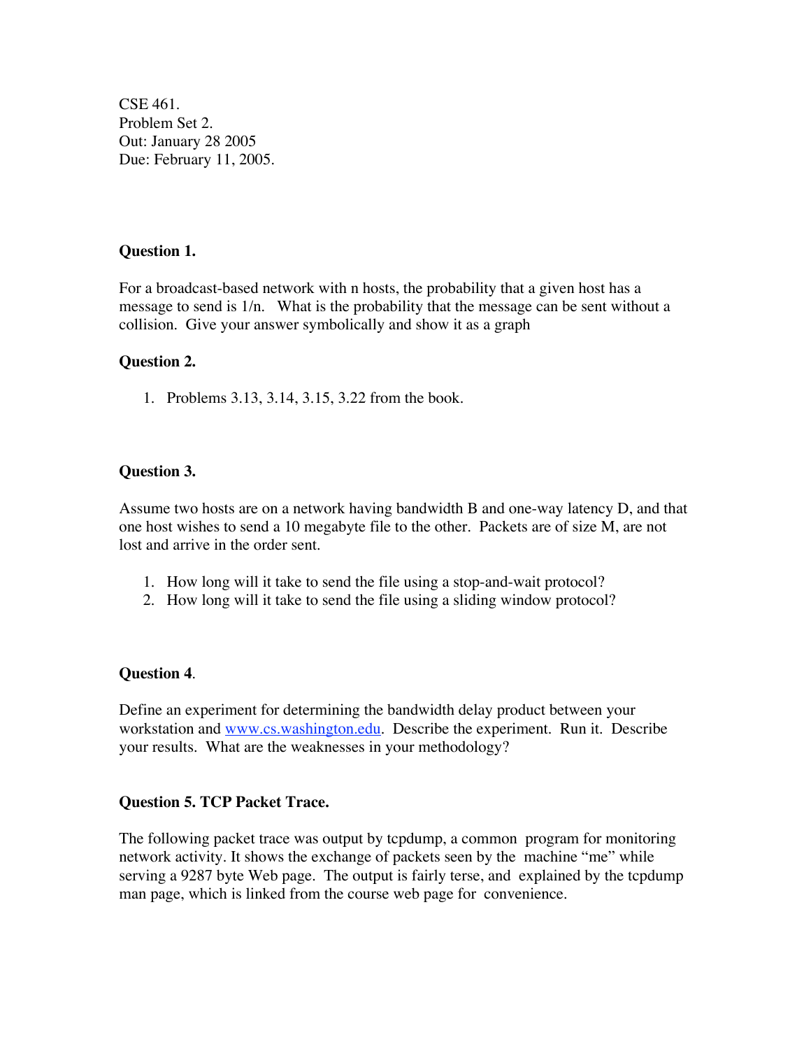CSE 461.
Problem Set 2.
Out: January 28 2005
Due: February 11, 2005.

**Question 1.**

For a broadcast-based network with n hosts, the probability that a given host has a message to send is $1/n$. What is the probability that the message can be sent without a collision. Give your answer symbolically and show it as a graph

**Question 2.**

1. Problems 3.13, 3.14, 3.15, 3.22 from the book.

**Question 3.**

Assume two hosts are on a network having bandwidth B and one-way latency D, and that one host wishes to send a 10 megabyte file to the other. Packets are of size M, are not lost and arrive in the order sent.

1. How long will it take to send the file using a stop-and-wait protocol?
2. How long will it take to send the file using a sliding window protocol?

**Question 4.**

Define an experiment for determining the bandwidth delay product between your workstation and [www.cs.washington.edu](http://www.cs.washington.edu). Describe the experiment. Run it. Describe your results. What are the weaknesses in your methodology?

**Question 5. TCP Packet Trace.**

The following packet trace was output by tcpdump, a common program for monitoring network activity. It shows the exchange of packets seen by the machine "me" while serving a 9287 byte Web page. The output is fairly terse, and explained by the tcpdump man page, which is linked from the course web page for convenience.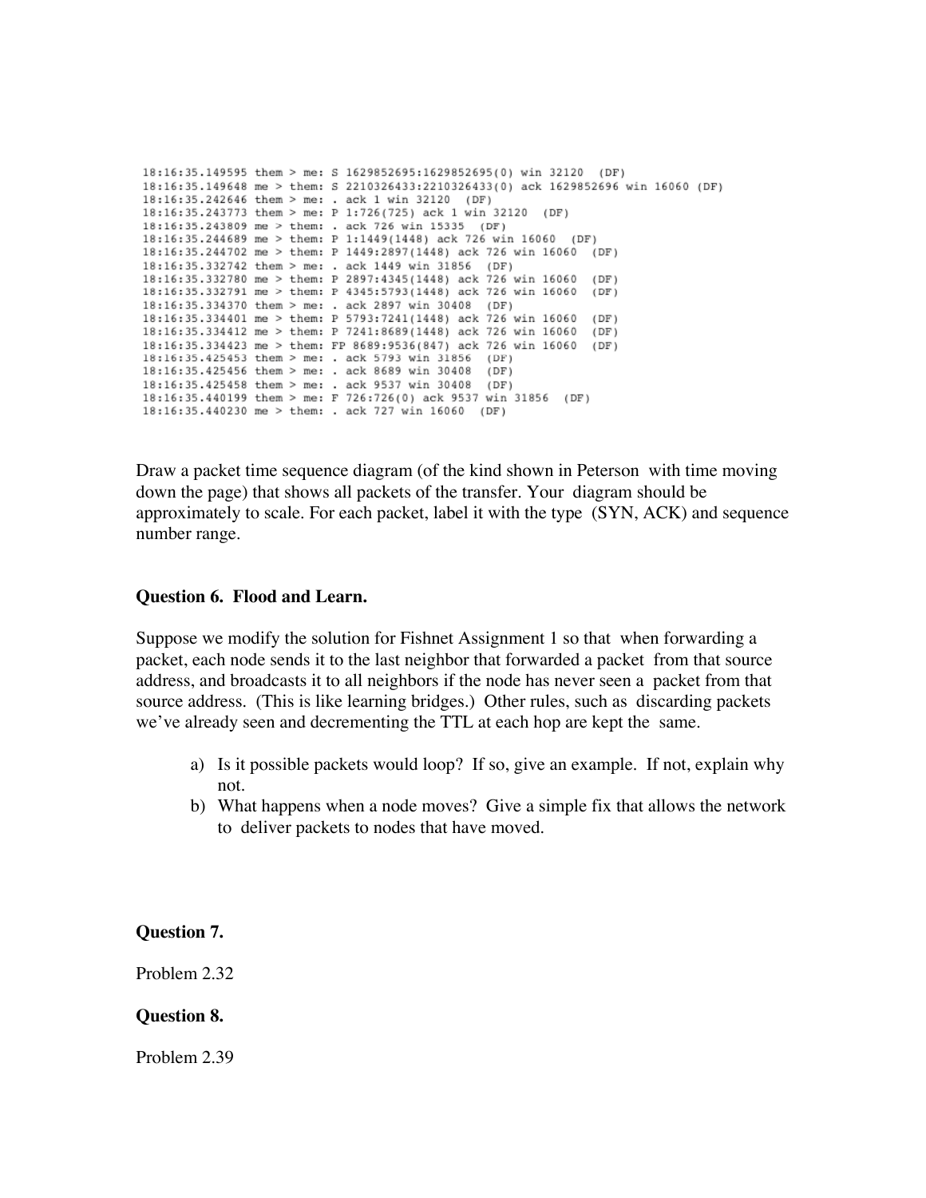```
18:16:35.149595 them > me: S 1629852695:1629852695(0) win 32120  (DF)
18:16:35.149648 me > them: S 2210326433:2210326433(0) ack 1629852696 win 16060 (DF)
18:16:35.242646 them > me: . ack 1 win 32120  (DF)
18:16:35.243773 them > me: P 1:726(725) ack 1 win 32120  (DF)
18:16:35.243809 me > them: . ack 726 win 15335  (DF)
18:16:35.244689 me > them: P 1:1449(1448) ack 726 win 16060  (DF)
18:16:35.244702 me > them: P 1449:2897(1448) ack 726 win 16060  (DF)
18:16:35.332742 them > me: . ack 1449 win 31856  (DF)
18:16:35.332780 me > them: P 2897:4345(1448) ack 726 win 16060  (DF)
18:16:35.332791 me > them: P 4345:5793(1448) ack 726 win 16060  (DF)
18:16:35.334370 them > me: . ack 2897 win 30408  (DF)
18:16:35.334401 me > them: P 5793:7241(1448) ack 726 win 16060  (DF)
18:16:35.334412 me > them: P 7241:8689(1448) ack 726 win 16060  (DF)
18:16:35.334423 me > them: FP 8689:9536(847) ack 726 win 16060  (DF)
18:16:35.425453 them > me: . ack 5793 win 31856  (DF)
18:16:35.425456 them > me: . ack 8689 win 30408  (DF)
18:16:35.425458 them > me: . ack 9537 win 30408  (DF)
18:16:35.440199 them > me: F 726:726(0) ack 9537 win 31856  (DF)
18:16:35.440230 me > them: . ack 727 win 16060  (DF)
```

Draw a packet time sequence diagram (of the kind shown in Peterson with time moving down the page) that shows all packets of the transfer. Your diagram should be approximately to scale. For each packet, label it with the type (SYN, ACK) and sequence number range.

### Question 6. Flood and Learn.

Suppose we modify the solution for Fishnet Assignment 1 so that when forwarding a packet, each node sends it to the last neighbor that forwarded a packet from that source address, and broadcasts it to all neighbors if the node has never seen a packet from that source address. (This is like learning bridges.) Other rules, such as discarding packets we've already seen and decrementing the TTL at each hop are kept the same.

a) Is it possible packets would loop? If so, give an example. If not, explain why not.
b) What happens when a node moves? Give a simple fix that allows the network to deliver packets to nodes that have moved.

### Question 7.

Problem 2.32

### Question 8.

Problem 2.39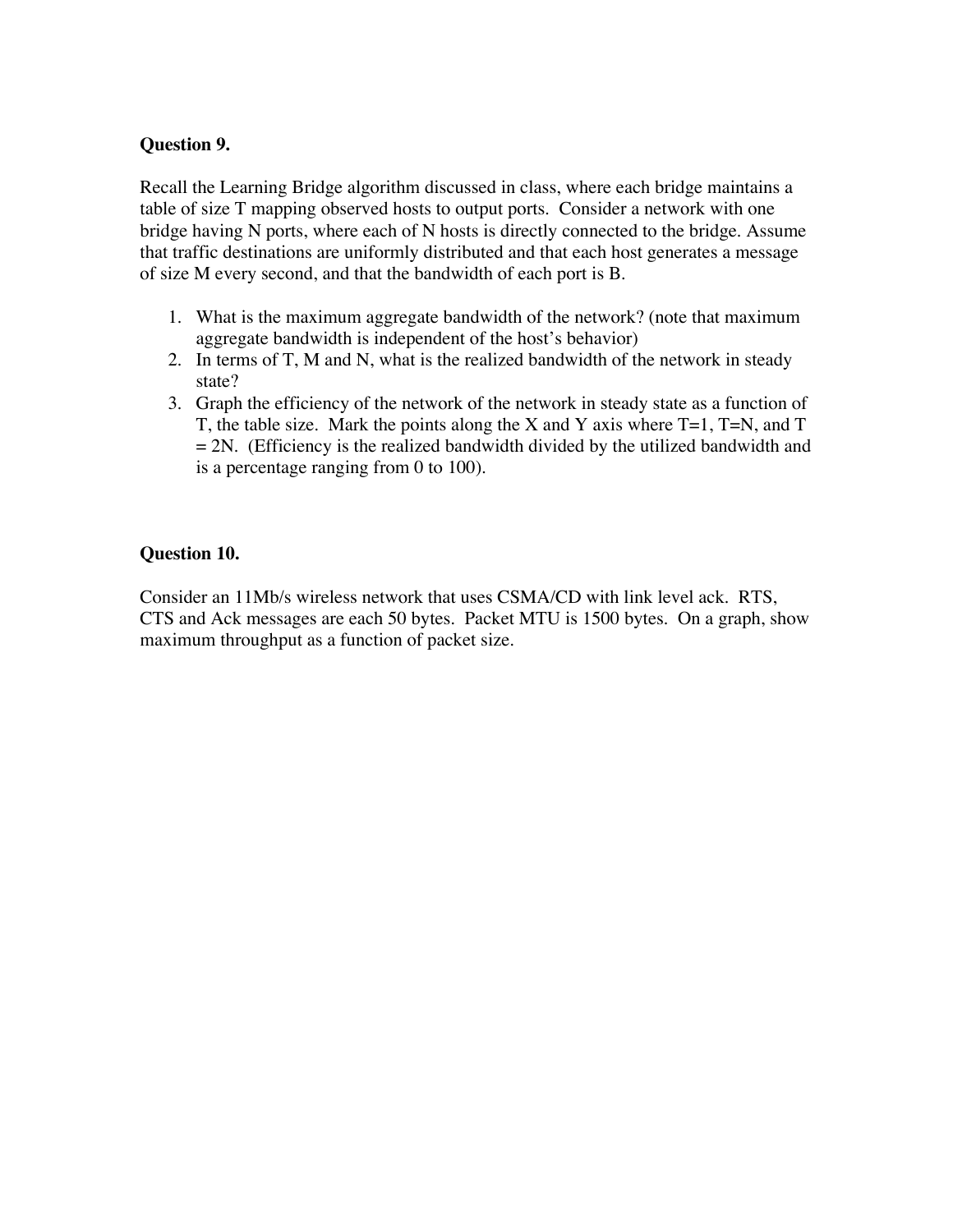**Question 9.**

Recall the Learning Bridge algorithm discussed in class, where each bridge maintains a table of size T mapping observed hosts to output ports. Consider a network with one bridge having N ports, where each of N hosts is directly connected to the bridge. Assume that traffic destinations are uniformly distributed and that each host generates a message of size M every second, and that the bandwidth of each port is B.

1. What is the maximum aggregate bandwidth of the network? (note that maximum aggregate bandwidth is independent of the host's behavior)
2. In terms of T, M and N, what is the realized bandwidth of the network in steady state?
3. Graph the efficiency of the network of the network in steady state as a function of T, the table size. Mark the points along the X and Y axis where T=1, T=N, and T = 2N. (Efficiency is the realized bandwidth divided by the utilized bandwidth and is a percentage ranging from 0 to 100).

**Question 10.**

Consider an 11Mb/s wireless network that uses CSMA/CD with link level ack. RTS, CTS and Ack messages are each 50 bytes. Packet MTU is 1500 bytes. On a graph, show maximum throughput as a function of packet size.